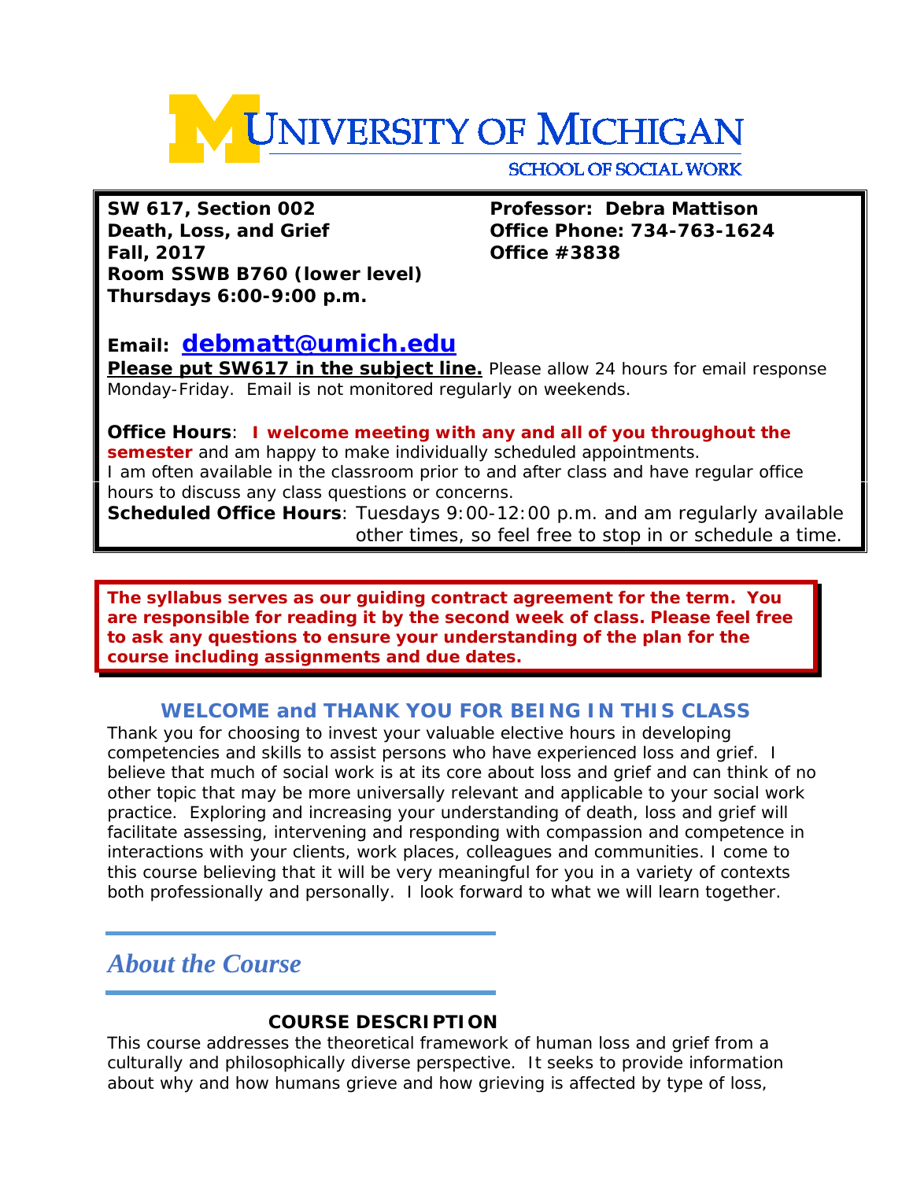# UNIVERSITY OF MICHIGAN

SCHOOL OF SOCIAL WORK

**SW 617, Section 002**
**Death, Loss, and Grief**
**Fall, 2017**
**Room SSWB B760 (lower level)**
**Thursdays 6:00-9:00 p.m.**

**Professor: Debra Mattison**
**Office Phone: 734-763-1624**
**Office #3838**

**Email: debmatt@umich.edu**

**Please put SW617 in the subject line.** Please allow 24 hours for email response Monday-Friday. Email is not monitored regularly on weekends.

**Office Hours**: **I welcome meeting with any and all of you throughout the semester** and am happy to make individually scheduled appointments. I am often available in the classroom prior to and after class and have regular office hours to discuss any class questions or concerns.

**Scheduled Office Hours**: Tuesdays 9:00-12:00 p.m. and am regularly available other times, so feel free to stop in or schedule a time.

**The syllabus serves as our guiding contract agreement for the term. You are responsible for reading it by the second week of class. Please feel free to ask any questions to ensure your understanding of the plan for the course including assignments and due dates.**

## WELCOME and THANK YOU FOR BEING IN THIS CLASS

Thank you for choosing to invest your valuable elective hours in developing competencies and skills to assist persons who have experienced loss and grief. I believe that much of social work is at its core about loss and grief and can think of no other topic that may be more universally relevant and applicable to your social work practice. Exploring and increasing your understanding of death, loss and grief will facilitate assessing, intervening and responding with compassion and competence in interactions with your clients, work places, colleagues and communities. I come to this course believing that it will be very meaningful for you in a variety of contexts both professionally and personally. I look forward to what we will learn together.

## *About the Course*

### COURSE DESCRIPTION

This course addresses the theoretical framework of human loss and grief from a culturally and philosophically diverse perspective. It seeks to provide information about why and how humans grieve and how grieving is affected by type of loss,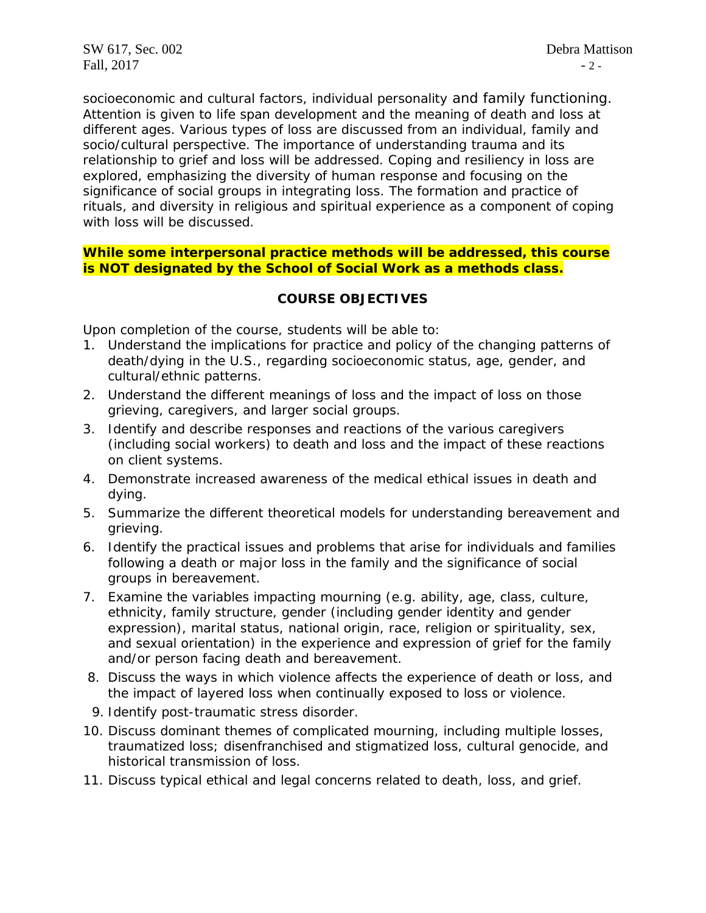socioeconomic and cultural factors, individual personality and family functioning. Attention is given to life span development and the meaning of death and loss at different ages. Various types of loss are discussed from an individual, family and socio/cultural perspective. The importance of understanding trauma and its relationship to grief and loss will be addressed. Coping and resiliency in loss are explored, emphasizing the diversity of human response and focusing on the significance of social groups in integrating loss. The formation and practice of rituals, and diversity in religious and spiritual experience as a component of coping with loss will be discussed.

**While some interpersonal practice methods will be addressed, this course is NOT designated by the School of Social Work as a methods class.**

## COURSE OBJECTIVES

Upon completion of the course, students will be able to:

1. Understand the implications for practice and policy of the changing patterns of death/dying in the U.S., regarding socioeconomic status, age, gender, and cultural/ethnic patterns.
2. Understand the different meanings of loss and the impact of loss on those grieving, caregivers, and larger social groups.
3. Identify and describe responses and reactions of the various caregivers (including social workers) to death and loss and the impact of these reactions on client systems.
4. Demonstrate increased awareness of the medical ethical issues in death and dying.
5. Summarize the different theoretical models for understanding bereavement and grieving.
6. Identify the practical issues and problems that arise for individuals and families following a death or major loss in the family and the significance of social groups in bereavement.
7. Examine the variables impacting mourning (e.g. ability, age, class, culture, ethnicity, family structure, gender (including gender identity and gender expression), marital status, national origin, race, religion or spirituality, sex, and sexual orientation) in the experience and expression of grief for the family and/or person facing death and bereavement.
8. Discuss the ways in which violence affects the experience of death or loss, and the impact of layered loss when continually exposed to loss or violence.
9. Identify post-traumatic stress disorder.
10. Discuss dominant themes of complicated mourning, including multiple losses, traumatized loss; disenfranchised and stigmatized loss, cultural genocide, and historical transmission of loss.
11. Discuss typical ethical and legal concerns related to death, loss, and grief.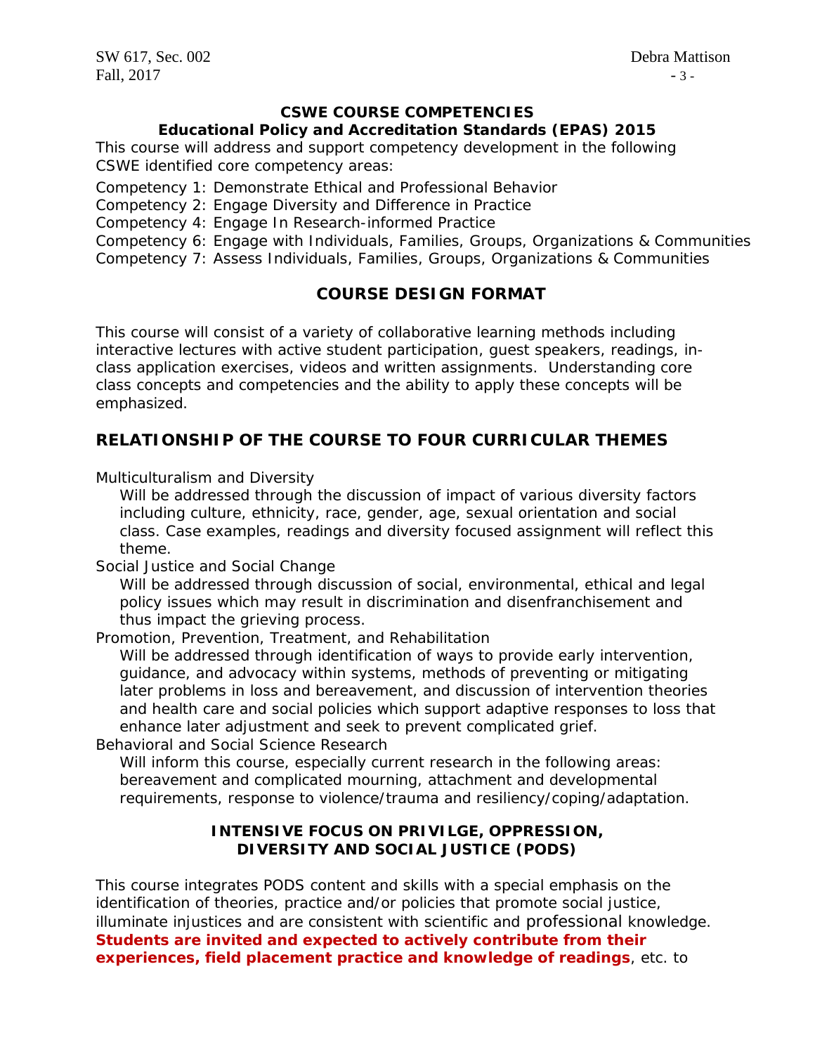## CSWE COURSE COMPETENCIES
### Educational Policy and Accreditation Standards (EPAS) 2015

This course will address and support competency development in the following CSWE identified core competency areas:

Competency 1: Demonstrate Ethical and Professional Behavior
Competency 2: Engage Diversity and Difference in Practice
Competency 4: Engage In Research-informed Practice
Competency 6: Engage with Individuals, Families, Groups, Organizations & Communities
Competency 7: Assess Individuals, Families, Groups, Organizations & Communities

## COURSE DESIGN FORMAT

This course will consist of a variety of collaborative learning methods including interactive lectures with active student participation, guest speakers, readings, in-class application exercises, videos and written assignments. Understanding core class concepts and competencies and the ability to apply these concepts will be emphasized.

## RELATIONSHIP OF THE COURSE TO FOUR CURRICULAR THEMES

Multiculturalism and Diversity

Will be addressed through the discussion of impact of various diversity factors including culture, ethnicity, race, gender, age, sexual orientation and social class. Case examples, readings and diversity focused assignment will reflect this theme.

Social Justice and Social Change

Will be addressed through discussion of social, environmental, ethical and legal policy issues which may result in discrimination and disenfranchisement and thus impact the grieving process.

Promotion, Prevention, Treatment, and Rehabilitation

Will be addressed through identification of ways to provide early intervention, guidance, and advocacy within systems, methods of preventing or mitigating later problems in loss and bereavement, and discussion of intervention theories and health care and social policies which support adaptive responses to loss that enhance later adjustment and seek to prevent complicated grief.

Behavioral and Social Science Research

Will inform this course, especially current research in the following areas: bereavement and complicated mourning, attachment and developmental requirements, response to violence/trauma and resiliency/coping/adaptation.

## INTENSIVE FOCUS ON PRIVILGE, OPPRESSION, DIVERSITY AND SOCIAL JUSTICE (PODS)

This course integrates PODS content and skills with a special emphasis on the identification of theories, practice and/or policies that promote social justice, illuminate injustices and are consistent with scientific and professional knowledge. **Students are invited and expected to actively contribute from their experiences, field placement practice and knowledge of readings**, etc. to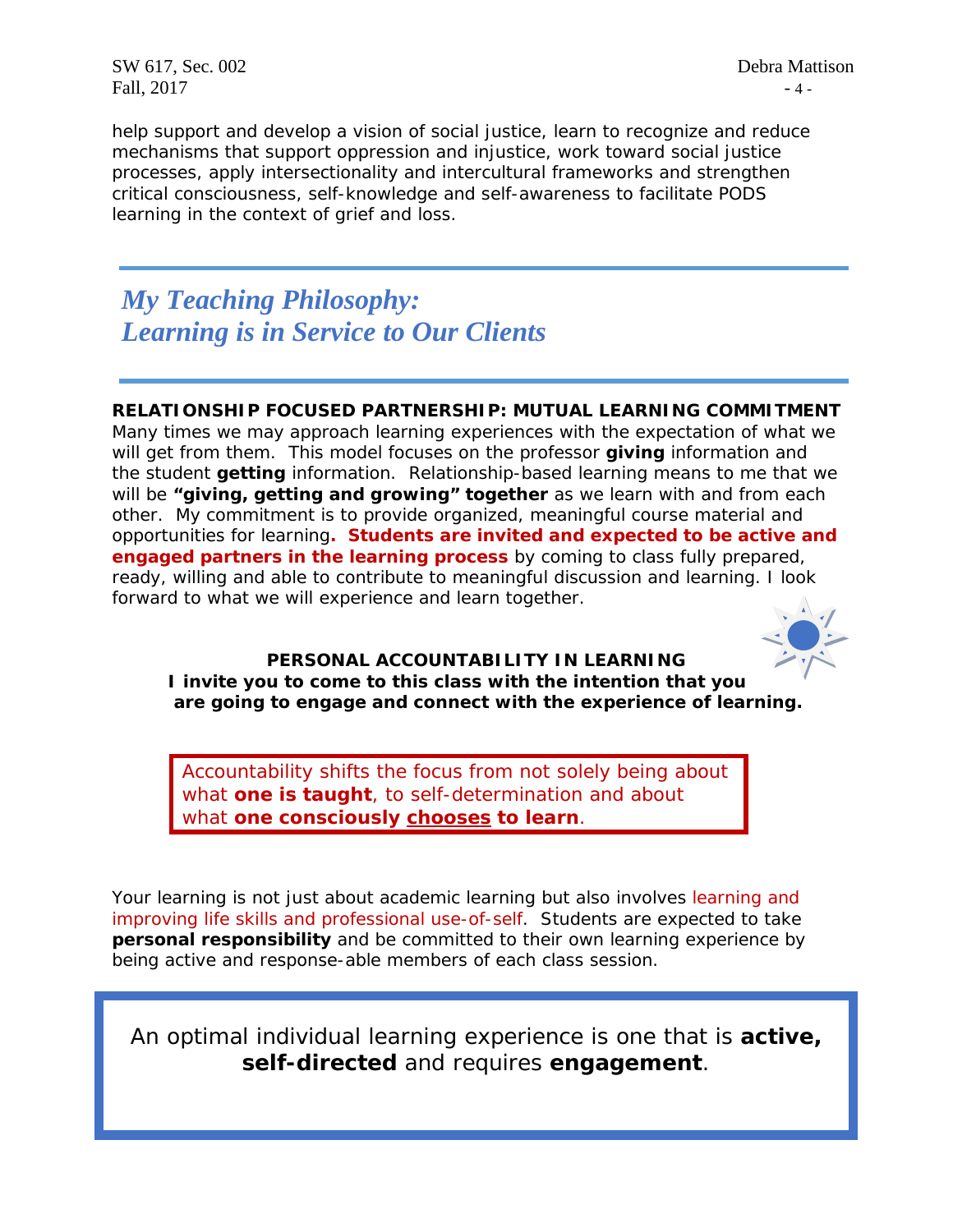help support and develop a vision of social justice, learn to recognize and reduce mechanisms that support oppression and injustice, work toward social justice processes, apply intersectionality and intercultural frameworks and strengthen critical consciousness, self-knowledge and self-awareness to facilitate PODS learning in the context of grief and loss.

## *My Teaching Philosophy: Learning is in Service to Our Clients*

**RELATIONSHIP FOCUSED PARTNERSHIP: MUTUAL LEARNING COMMITMENT**

Many times we may approach learning experiences with the expectation of what we will get from them. This model focuses on the professor **giving** information and the student **getting** information. Relationship-based learning means to me that we will be **"giving, getting and growing" together** as we learn with and from each other. My commitment is to provide organized, meaningful course material and opportunities for learning**. Students are invited and expected to be active and engaged partners in the learning process** by coming to class fully prepared, ready, willing and able to contribute to meaningful discussion and learning. I look forward to what we will experience and learn together.

**PERSONAL ACCOUNTABILITY IN LEARNING**

**I invite you to come to this class with the intention that you are going to engage and connect with the experience of learning.**

Accountability shifts the focus from not solely being about what **one is taught**, to self-determination and about what **one consciously <u>chooses</u> to learn**.

Your learning is not just about academic learning but also involves learning and improving life skills and professional use-of-self. Students are expected to take **personal responsibility** and be committed to their own learning experience by being active and response-able members of each class session.

An optimal individual learning experience is one that is **active, self-directed** and requires **engagement**.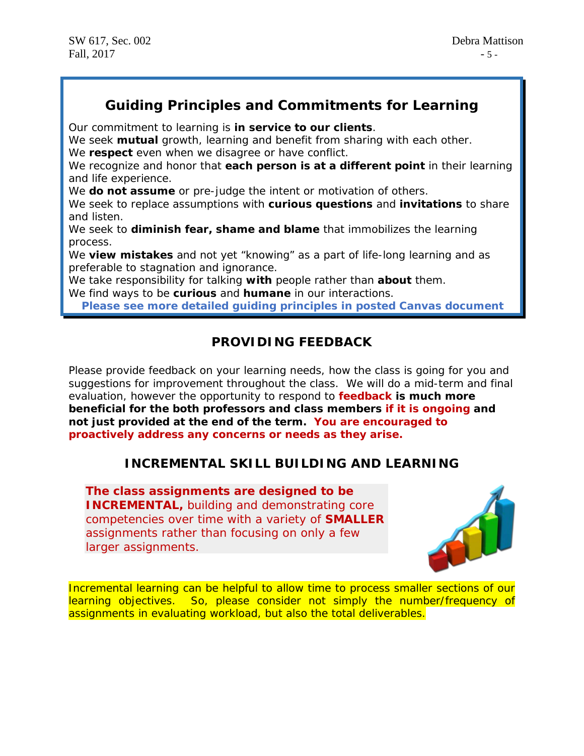## Guiding Principles and Commitments for Learning

Our commitment to learning is **in service to our clients**.
We seek **mutual** growth, learning and benefit from sharing with each other.
We **respect** even when we disagree or have conflict.
We recognize and honor that **each person is at a different point** in their learning and life experience.
We **do not assume** or pre-judge the intent or motivation of others.
We seek to replace assumptions with **curious questions** and **invitations** to share and listen.
We seek to **diminish fear, shame and blame** that immobilizes the learning process.
We **view mistakes** and not yet "knowing" as a part of life-long learning and as preferable to stagnation and ignorance.
We take responsibility for talking **with** people rather than **about** them.
We find ways to be **curious** and **humane** in our interactions.

**Please see more detailed guiding principles in posted Canvas document**

## PROVIDING FEEDBACK

Please provide feedback on your learning needs, how the class is going for you and suggestions for improvement throughout the class. We will do a mid-term and final evaluation, however the opportunity to respond to **feedback is much more beneficial for the both professors and class members if it is ongoing and not just provided at the end of the term. You are encouraged to proactively address any concerns or needs as they arise.**

## INCREMENTAL SKILL BUILDING AND LEARNING

**The class assignments are designed to be INCREMENTAL,** building and demonstrating core competencies over time with a variety of **SMALLER** assignments rather than focusing on only a few larger assignments.

Incremental learning can be helpful to allow time to process smaller sections of our learning objectives. So, please consider not simply the number/frequency of assignments in evaluating workload, but also the total deliverables.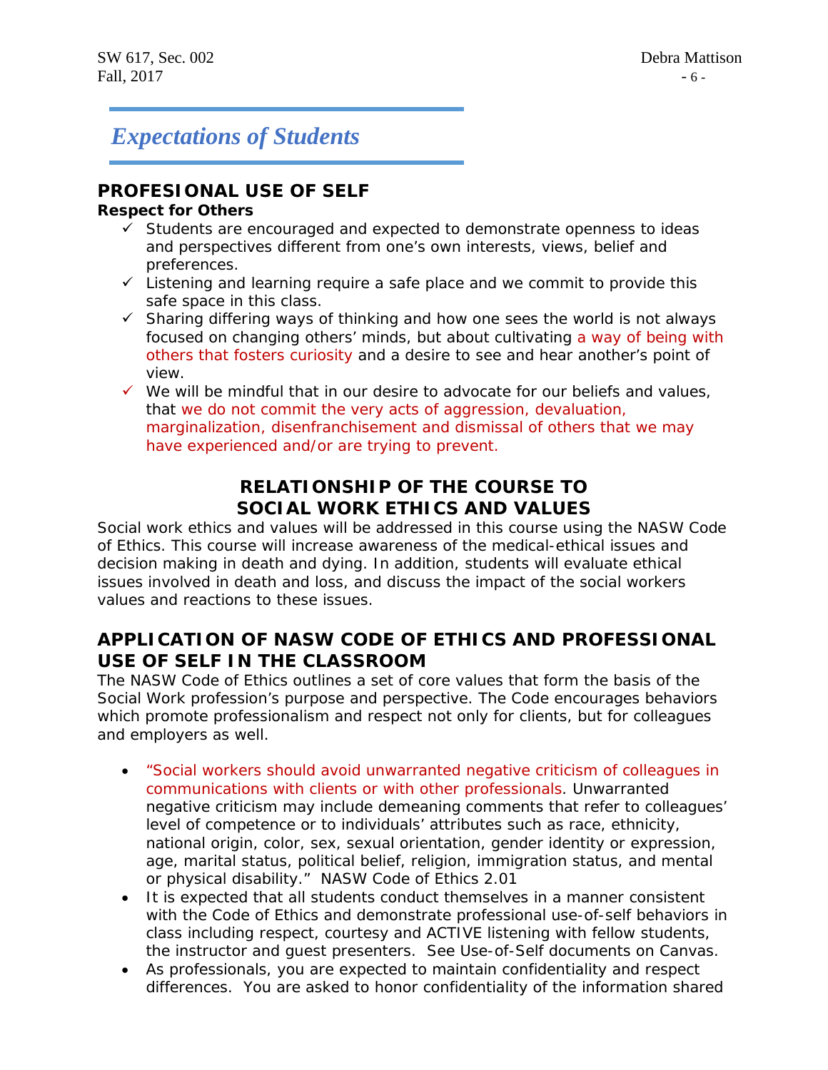## *Expectations of Students*

### PROFESIONAL USE OF SELF

**Respect for Others**

- ✓ Students are encouraged and expected to demonstrate openness to ideas and perspectives different from one's own interests, views, belief and preferences.
- ✓ Listening and learning require a safe place and we commit to provide this safe space in this class.
- ✓ Sharing differing ways of thinking and how one sees the world is not always focused on changing others' minds, but about cultivating a way of being with others that fosters curiosity and a desire to see and hear another's point of view.
- ✓ We will be mindful that in our desire to advocate for our beliefs and values, that we do not commit the very acts of aggression, devaluation, marginalization, disenfranchisement and dismissal of others that we may have experienced and/or are trying to prevent.

### RELATIONSHIP OF THE COURSE TO SOCIAL WORK ETHICS AND VALUES

Social work ethics and values will be addressed in this course using the NASW Code of Ethics. This course will increase awareness of the medical-ethical issues and decision making in death and dying. In addition, students will evaluate ethical issues involved in death and loss, and discuss the impact of the social workers values and reactions to these issues.

### APPLICATION OF NASW CODE OF ETHICS AND PROFESSIONAL USE OF SELF IN THE CLASSROOM

The NASW Code of Ethics outlines a set of core values that form the basis of the Social Work profession's purpose and perspective. The Code encourages behaviors which promote professionalism and respect not only for clients, but for colleagues and employers as well.

- "Social workers should avoid unwarranted negative criticism of colleagues in communications with clients or with other professionals. Unwarranted negative criticism may include demeaning comments that refer to colleagues' level of competence or to individuals' attributes such as race, ethnicity, national origin, color, sex, sexual orientation, gender identity or expression, age, marital status, political belief, religion, immigration status, and mental or physical disability." NASW Code of Ethics 2.01
- It is expected that all students conduct themselves in a manner consistent with the Code of Ethics and demonstrate professional use-of-self behaviors in class including respect, courtesy and ACTIVE listening with fellow students, the instructor and guest presenters. See Use-of-Self documents on Canvas.
- As professionals, you are expected to maintain confidentiality and respect differences. You are asked to honor confidentiality of the information shared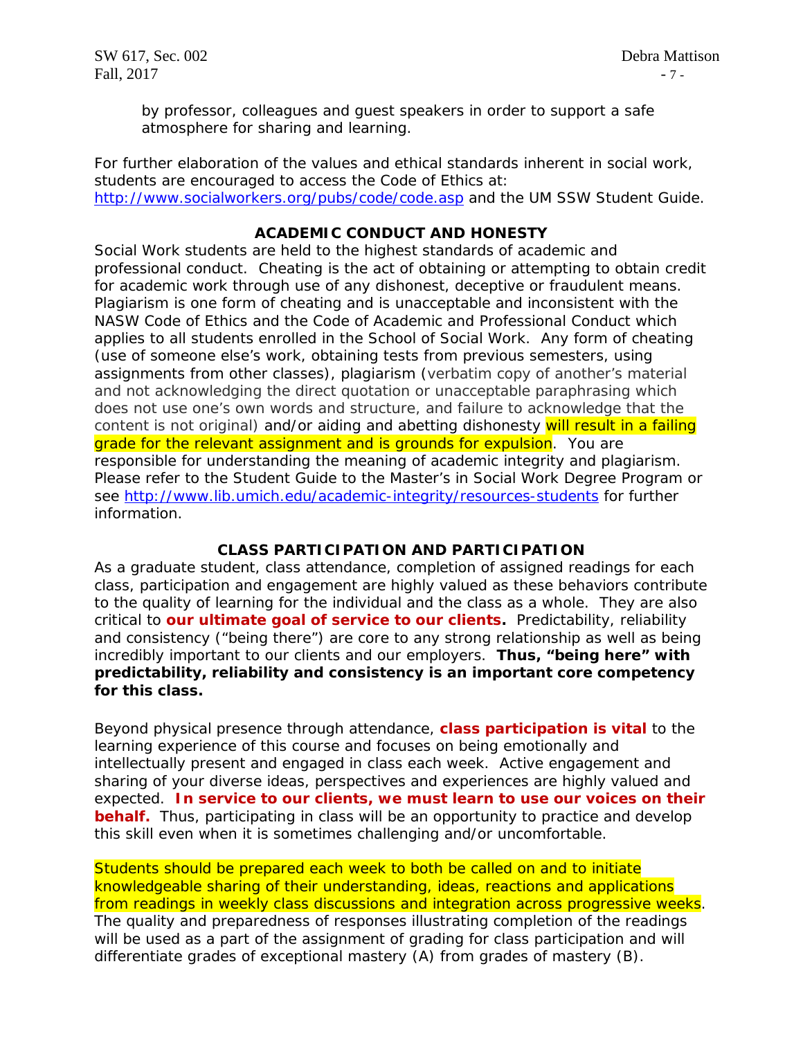by professor, colleagues and guest speakers in order to support a safe atmosphere for sharing and learning.

For further elaboration of the values and ethical standards inherent in social work, students are encouraged to access the Code of Ethics at: http://www.socialworkers.org/pubs/code/code.asp and the UM SSW Student Guide.

## ACADEMIC CONDUCT AND HONESTY

Social Work students are held to the highest standards of academic and professional conduct. Cheating is the act of obtaining or attempting to obtain credit for academic work through use of any dishonest, deceptive or fraudulent means. Plagiarism is one form of cheating and is unacceptable and inconsistent with the NASW Code of Ethics and the Code of Academic and Professional Conduct which applies to all students enrolled in the School of Social Work. Any form of cheating (use of someone else's work, obtaining tests from previous semesters, using assignments from other classes), plagiarism (verbatim copy of another's material and not acknowledging the direct quotation or unacceptable paraphrasing which does not use one's own words and structure, and failure to acknowledge that the content is not original) and/or aiding and abetting dishonesty will result in a failing grade for the relevant assignment and is grounds for expulsion. You are responsible for understanding the meaning of academic integrity and plagiarism. Please refer to the Student Guide to the Master's in Social Work Degree Program or see http://www.lib.umich.edu/academic-integrity/resources-students for further information.

## CLASS PARTICIPATION AND PARTICIPATION

As a graduate student, class attendance, completion of assigned readings for each class, participation and engagement are highly valued as these behaviors contribute to the quality of learning for the individual and the class as a whole. They are also critical to **our ultimate goal of service to our clients.** Predictability, reliability and consistency ("being there") are core to any strong relationship as well as being incredibly important to our clients and our employers. **Thus, "being here" with predictability, reliability and consistency is an important core competency for this class.**

Beyond physical presence through attendance, **class participation is vital** to the learning experience of this course and focuses on being emotionally and intellectually present and engaged in class each week. Active engagement and sharing of your diverse ideas, perspectives and experiences are highly valued and expected. **In service to our clients, we must learn to use our voices on their behalf.** Thus, participating in class will be an opportunity to practice and develop this skill even when it is sometimes challenging and/or uncomfortable.

Students should be prepared each week to both be called on and to initiate knowledgeable sharing of their understanding, ideas, reactions and applications from readings in weekly class discussions and integration across progressive weeks. The quality and preparedness of responses illustrating completion of the readings will be used as a part of the assignment of grading for class participation and will differentiate grades of exceptional mastery (A) from grades of mastery (B).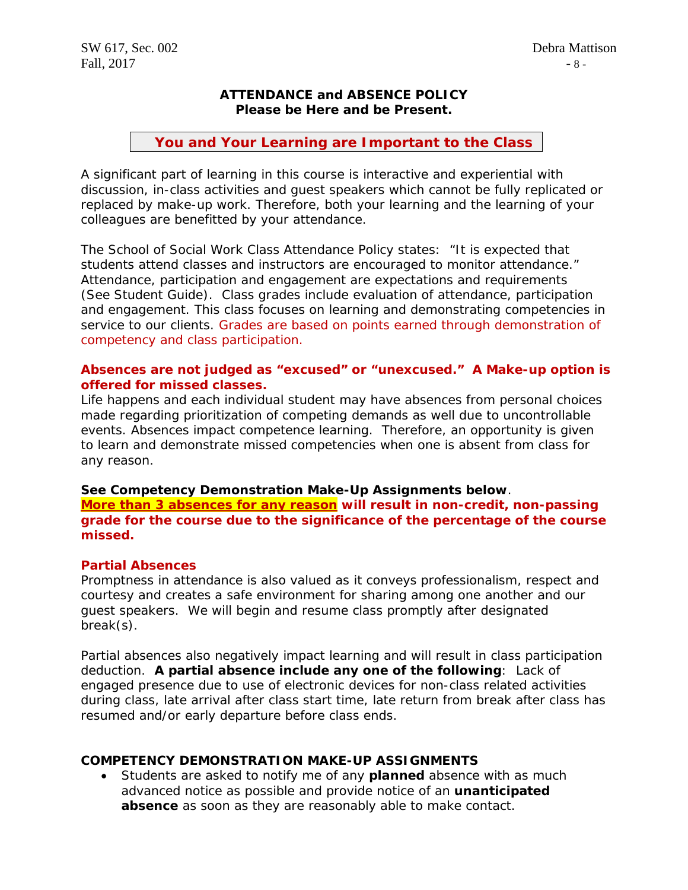## ATTENDANCE and ABSENCE POLICY
### Please be Here and be Present.

**You and Your Learning are Important to the Class**

A significant part of learning in this course is interactive and experiential with discussion, in-class activities and guest speakers which cannot be fully replicated or replaced by make-up work. Therefore, both your learning and the learning of your colleagues are benefitted by your attendance.

The School of Social Work Class Attendance Policy states: "It is expected that students attend classes and instructors are encouraged to monitor attendance." Attendance, participation and engagement are expectations and requirements (See Student Guide). Class grades include evaluation of attendance, participation and engagement. This class focuses on learning and demonstrating competencies in service to our clients. Grades are based on points earned through demonstration of competency and class participation.

**Absences are not judged as "excused" or "unexcused." A Make-up option is offered for missed classes.**

Life happens and each individual student may have absences from personal choices made regarding prioritization of competing demands as well due to uncontrollable events. Absences impact competence learning. Therefore, an opportunity is given to learn and demonstrate missed competencies when one is absent from class for any reason.

**See Competency Demonstration Make-Up Assignments below**.

**More than 3 absences for any reason will result in non-credit, non-passing grade for the course due to the significance of the percentage of the course missed.**

**Partial Absences**

Promptness in attendance is also valued as it conveys professionalism, respect and courtesy and creates a safe environment for sharing among one another and our guest speakers. We will begin and resume class promptly after designated break(s).

Partial absences also negatively impact learning and will result in class participation deduction. **A partial absence include any one of the following**: Lack of engaged presence due to use of electronic devices for non-class related activities during class, late arrival after class start time, late return from break after class has resumed and/or early departure before class ends.

**COMPETENCY DEMONSTRATION MAKE-UP ASSIGNMENTS**

- Students are asked to notify me of any **planned** absence with as much advanced notice as possible and provide notice of an **unanticipated absence** as soon as they are reasonably able to make contact.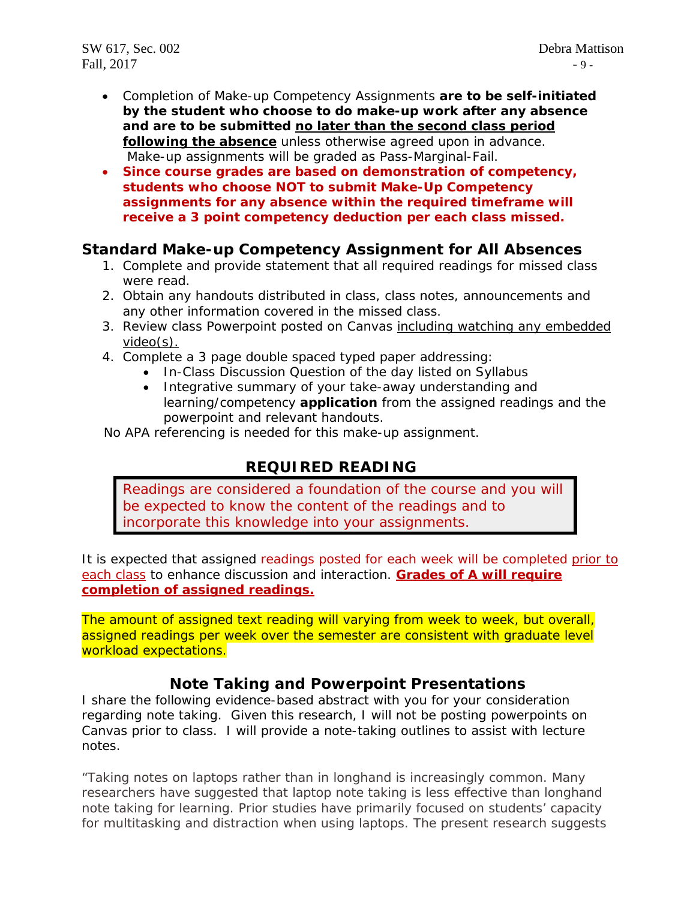- Completion of Make-up Competency Assignments **are to be self-initiated by the student who choose to do make-up work after any absence and are to be submitted <u>no later than the second class period following the absence</u>** unless otherwise agreed upon in advance. Make-up assignments will be graded as Pass-Marginal-Fail.
- **Since course grades are based on demonstration of competency, students who choose NOT to submit Make-Up Competency assignments for any absence within the required timeframe will receive a 3 point competency deduction per each class missed.**

## Standard Make-up Competency Assignment for All Absences

1. Complete and provide statement that all required readings for missed class were read.
2. Obtain any handouts distributed in class, class notes, announcements and any other information covered in the missed class.
3. Review class Powerpoint posted on Canvas <u>including watching any embedded video(s).</u>
4. Complete a 3 page double spaced typed paper addressing:
    - In-Class Discussion Question of the day listed on Syllabus
    - Integrative summary of your take-away understanding and learning/competency **application** from the assigned readings and the powerpoint and relevant handouts.

No APA referencing is needed for this make-up assignment.

## REQUIRED READING

Readings are considered a foundation of the course and you will be expected to know the content of the readings and to incorporate this knowledge into your assignments.

It is expected that assigned readings posted for each week will be completed <u>prior to each class</u> to enhance discussion and interaction. **<u>Grades of A will require completion of assigned readings.</u>**

The amount of assigned text reading will varying from week to week, but overall, assigned readings per week over the semester are consistent with graduate level workload expectations.

## Note Taking and Powerpoint Presentations

I share the following evidence-based abstract with you for your consideration regarding note taking. Given this research, I will not be posting powerpoints on Canvas prior to class. I will provide a note-taking outlines to assist with lecture notes.

"Taking notes on laptops rather than in longhand is increasingly common. Many researchers have suggested that laptop note taking is less effective than longhand note taking for learning. Prior studies have primarily focused on students' capacity for multitasking and distraction when using laptops. The present research suggests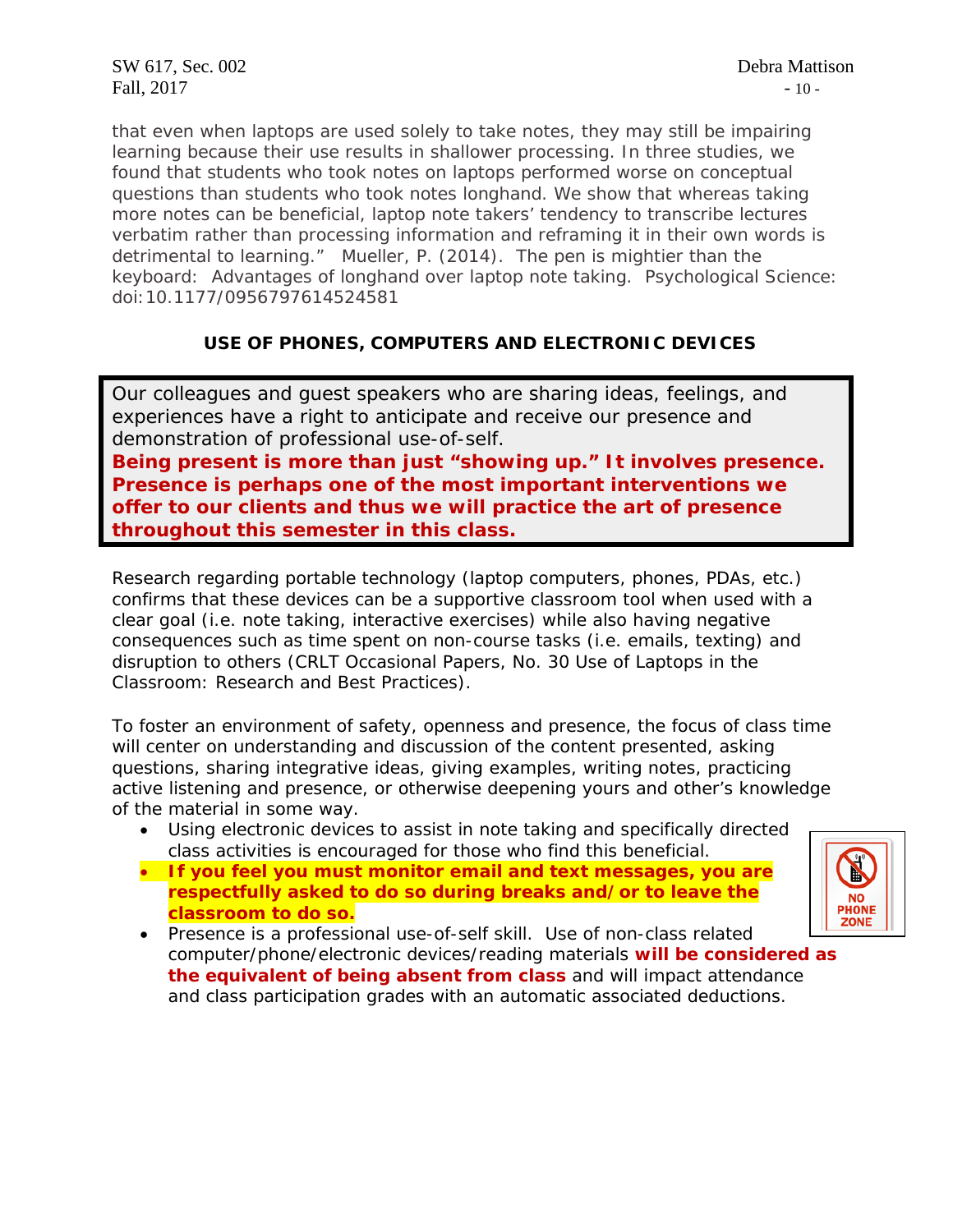that even when laptops are used solely to take notes, they may still be impairing learning because their use results in shallower processing. In three studies, we found that students who took notes on laptops performed worse on conceptual questions than students who took notes longhand. We show that whereas taking more notes can be beneficial, laptop note takers' tendency to transcribe lectures verbatim rather than processing information and reframing it in their own words is detrimental to learning." Mueller, P. (2014). The pen is mightier than the keyboard: Advantages of longhand over laptop note taking. Psychological Science: doi:10.1177/0956797614524581

## USE OF PHONES, COMPUTERS AND ELECTRONIC DEVICES

Our colleagues and guest speakers who are sharing ideas, feelings, and experiences have a right to anticipate and receive our presence and demonstration of professional use-of-self.
**Being present is more than just "showing up." It involves presence. Presence is perhaps one of the most important interventions we offer to our clients and thus we will practice the art of presence throughout this semester in this class.**

Research regarding portable technology (laptop computers, phones, PDAs, etc.) confirms that these devices can be a supportive classroom tool when used with a clear goal (i.e. note taking, interactive exercises) while also having negative consequences such as time spent on non-course tasks (i.e. emails, texting) and disruption to others (CRLT Occasional Papers, No. 30 Use of Laptops in the Classroom: Research and Best Practices).

To foster an environment of safety, openness and presence, the focus of class time will center on understanding and discussion of the content presented, asking questions, sharing integrative ideas, giving examples, writing notes, practicing active listening and presence, or otherwise deepening yours and other's knowledge of the material in some way.

- Using electronic devices to assist in note taking and specifically directed class activities is encouraged for those who find this beneficial.
- **If you feel you must monitor email and text messages, you are respectfully asked to do so during breaks and/or to leave the classroom to do so.**
- Presence is a professional use-of-self skill. Use of non-class related computer/phone/electronic devices/reading materials **will be considered as the equivalent of being absent from class** and will impact attendance and class participation grades with an automatic associated deductions.

NO PHONE ZONE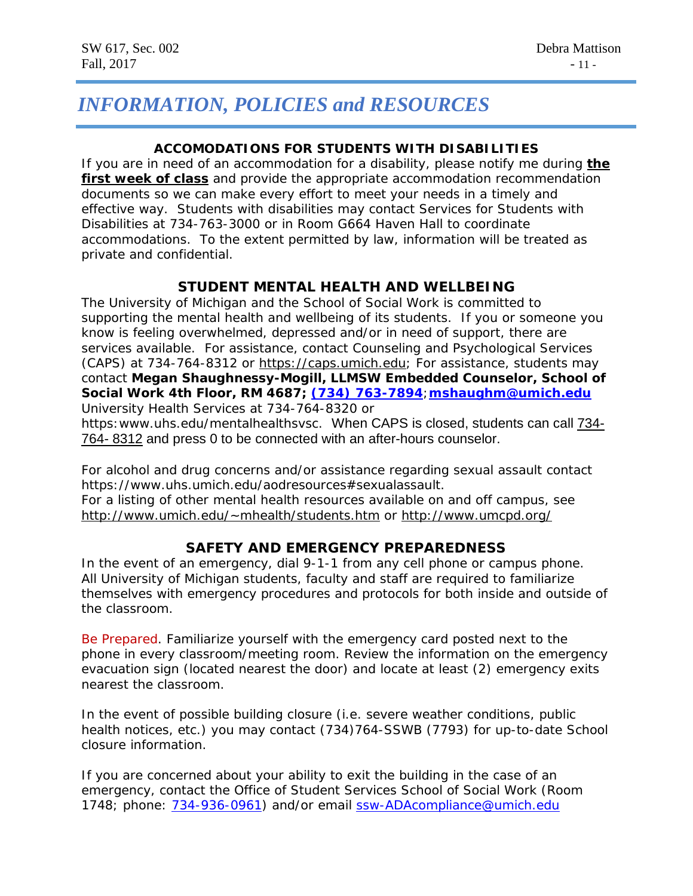# *INFORMATION, POLICIES and RESOURCES*

### ACCOMODATIONS FOR STUDENTS WITH DISABILITIES

If you are in need of an accommodation for a disability, please notify me during **the first week of class** and provide the appropriate accommodation recommendation documents so we can make every effort to meet your needs in a timely and effective way. Students with disabilities may contact Services for Students with Disabilities at 734-763-3000 or in Room G664 Haven Hall to coordinate accommodations. To the extent permitted by law, information will be treated as private and confidential.

### STUDENT MENTAL HEALTH AND WELLBEING

The University of Michigan and the School of Social Work is committed to supporting the mental health and wellbeing of its students. If you or someone you know is feeling overwhelmed, depressed and/or in need of support, there are services available. For assistance, contact Counseling and Psychological Services (CAPS) at 734-764-8312 or https://caps.umich.edu; For assistance, students may contact **Megan Shaughnessy-Mogill, LLMSW Embedded Counselor, School of Social Work 4th Floor, RM 4687; (734) 763-7894**;**mshaughm@umich.edu** University Health Services at 734-764-8320 or https:www.uhs.edu/mentalhealthsvsc. When CAPS is closed, students can call 734-764- 8312 and press 0 to be connected with an after-hours counselor.

For alcohol and drug concerns and/or assistance regarding sexual assault contact https://www.uhs.umich.edu/aodresources#sexualassault.
For a listing of other mental health resources available on and off campus, see http://www.umich.edu/~mhealth/students.htm or http://www.umcpd.org/

### SAFETY AND EMERGENCY PREPAREDNESS

In the event of an emergency, dial 9-1-1 from any cell phone or campus phone. All University of Michigan students, faculty and staff are required to familiarize themselves with emergency procedures and protocols for both inside and outside of the classroom.

Be Prepared. Familiarize yourself with the emergency card posted next to the phone in every classroom/meeting room. Review the information on the emergency evacuation sign (located nearest the door) and locate at least (2) emergency exits nearest the classroom.

In the event of possible building closure (i.e. severe weather conditions, public health notices, etc.) you may contact (734)764-SSWB (7793) for up-to-date School closure information.

If you are concerned about your ability to exit the building in the case of an emergency, contact the Office of Student Services School of Social Work (Room 1748; phone: 734-936-0961) and/or email ssw-ADAcompliance@umich.edu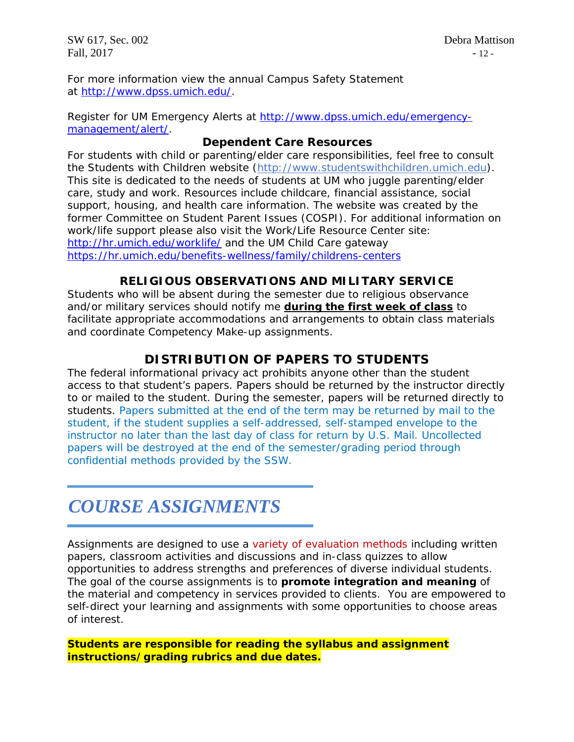For more information view the annual Campus Safety Statement at [http://www.dpss.umich.edu/](http://www.dpss.umich.edu/).

Register for UM Emergency Alerts at [http://www.dpss.umich.edu/emergency-management/alert/](http://www.dpss.umich.edu/emergency-management/alert/).

### Dependent Care Resources

For students with child or parenting/elder care responsibilities, feel free to consult the Students with Children website ([http://www.studentswithchildren.umich.edu](http://www.studentswithchildren.umich.edu)). This site is dedicated to the needs of students at UM who juggle parenting/elder care, study and work. Resources include childcare, financial assistance, social support, housing, and health care information. The website was created by the former Committee on Student Parent Issues (COSPI). For additional information on work/life support please also visit the Work/Life Resource Center site: [http://hr.umich.edu/worklife/](http://hr.umich.edu/worklife/) and the UM Child Care gateway [https://hr.umich.edu/benefits-wellness/family/childrens-centers](https://hr.umich.edu/benefits-wellness/family/childrens-centers)

### RELIGIOUS OBSERVATIONS AND MILITARY SERVICE

Students who will be absent during the semester due to religious observance and/or military services should notify me **during the first week of class** to facilitate appropriate accommodations and arrangements to obtain class materials and coordinate Competency Make-up assignments.

### DISTRIBUTION OF PAPERS TO STUDENTS

The federal informational privacy act prohibits anyone other than the student access to that student's papers. Papers should be returned by the instructor directly to or mailed to the student. During the semester, papers will be returned directly to students. Papers submitted at the end of the term may be returned by mail to the student, if the student supplies a self-addressed, self-stamped envelope to the instructor no later than the last day of class for return by U.S. Mail. Uncollected papers will be destroyed at the end of the semester/grading period through confidential methods provided by the SSW.

# *COURSE ASSIGNMENTS*

Assignments are designed to use a variety of evaluation methods including written papers, classroom activities and discussions and in-class quizzes to allow opportunities to address strengths and preferences of diverse individual students. The goal of the course assignments is to **promote integration and meaning** of the material and competency in services provided to clients. You are empowered to self-direct your learning and assignments with some opportunities to choose areas of interest.

**Students are responsible for reading the syllabus and assignment instructions/grading rubrics and due dates.**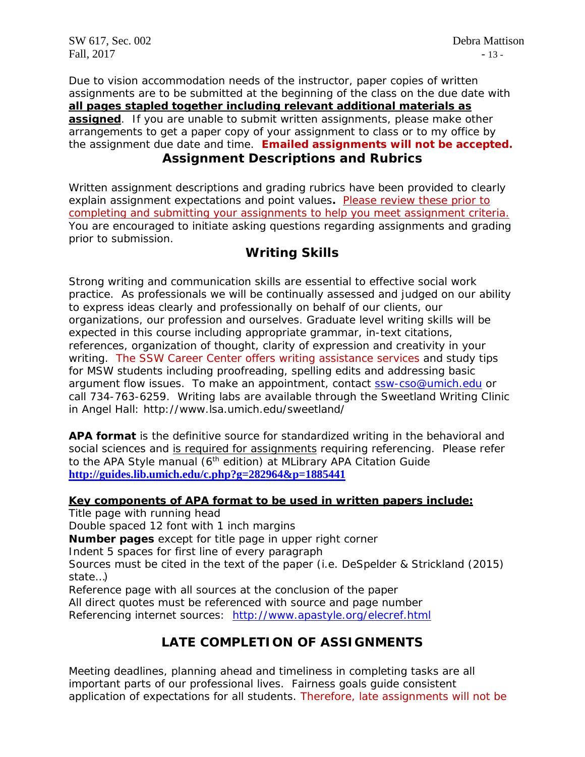Due to vision accommodation needs of the instructor, paper copies of written assignments are to be submitted at the beginning of the class on the due date with **all pages stapled together including relevant additional materials as assigned**. If you are unable to submit written assignments, please make other arrangements to get a paper copy of your assignment to class or to my office by the assignment due date and time. **Emailed assignments will not be accepted.**

## Assignment Descriptions and Rubrics

Written assignment descriptions and grading rubrics have been provided to clearly explain assignment expectations and point values**.** Please review these prior to completing and submitting your assignments to help you meet assignment criteria. You are encouraged to initiate asking questions regarding assignments and grading prior to submission.

## Writing Skills

Strong writing and communication skills are essential to effective social work practice. As professionals we will be continually assessed and judged on our ability to express ideas clearly and professionally on behalf of our clients, our organizations, our profession and ourselves. Graduate level writing skills will be expected in this course including appropriate grammar, in-text citations, references, organization of thought, clarity of expression and creativity in your writing. The SSW Career Center offers writing assistance services and study tips for MSW students including proofreading, spelling edits and addressing basic argument flow issues. To make an appointment, contact ssw-cso@umich.edu or call 734-763-6259. Writing labs are available through the Sweetland Writing Clinic in Angel Hall: http://www.lsa.umich.edu/sweetland/

**APA format** is the definitive source for standardized writing in the behavioral and social sciences and is required for assignments requiring referencing. Please refer to the APA Style manual (6th edition) at MLibrary APA Citation Guide **http://guides.lib.umich.edu/c.php?g=282964&p=1885441**

**Key components of APA format to be used in written papers include:**

Title page with running head
Double spaced 12 font with 1 inch margins
**Number pages** except for title page in upper right corner
Indent 5 spaces for first line of every paragraph
Sources must be cited in the text of the paper (i.e. DeSpelder & Strickland (2015) state…)
Reference page with all sources at the conclusion of the paper
All direct quotes must be referenced with source and page number
Referencing internet sources: http://www.apastyle.org/elecref.html

## LATE COMPLETION OF ASSIGNMENTS

Meeting deadlines, planning ahead and timeliness in completing tasks are all important parts of our professional lives. Fairness goals guide consistent application of expectations for all students. Therefore, late assignments will not be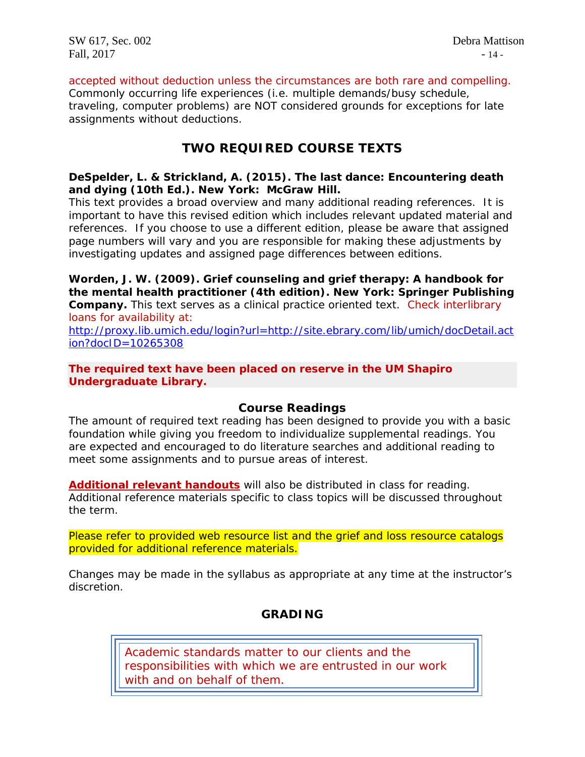accepted without deduction unless the circumstances are both rare and compelling. Commonly occurring life experiences (i.e. multiple demands/busy schedule, traveling, computer problems) are NOT considered grounds for exceptions for late assignments without deductions.

## TWO REQUIRED COURSE TEXTS

**DeSpelder, L. & Strickland, A. (2015). The last dance: Encountering death and dying (10th Ed.). New York: McGraw Hill.**
This text provides a broad overview and many additional reading references. It is important to have this revised edition which includes relevant updated material and references. If you choose to use a different edition, please be aware that assigned page numbers will vary and you are responsible for making these adjustments by investigating updates and assigned page differences between editions.

**Worden, J. W. (2009). Grief counseling and grief therapy: A handbook for the mental health practitioner (4th edition). New York: Springer Publishing Company.** This text serves as a clinical practice oriented text. Check interlibrary loans for availability at:
http://proxy.lib.umich.edu/login?url=http://site.ebrary.com/lib/umich/docDetail.action?docID=10265308

**The required text have been placed on reserve in the UM Shapiro Undergraduate Library.**

### Course Readings

The amount of required text reading has been designed to provide you with a basic foundation while giving you freedom to individualize supplemental readings. You are expected and encouraged to do literature searches and additional reading to meet some assignments and to pursue areas of interest.

**Additional relevant handouts** will also be distributed in class for reading. Additional reference materials specific to class topics will be discussed throughout the term.

Please refer to provided web resource list and the grief and loss resource catalogs provided for additional reference materials.

Changes may be made in the syllabus as appropriate at any time at the instructor's discretion.

## GRADING

> Academic standards matter to our clients and the responsibilities with which we are entrusted in our work with and on behalf of them.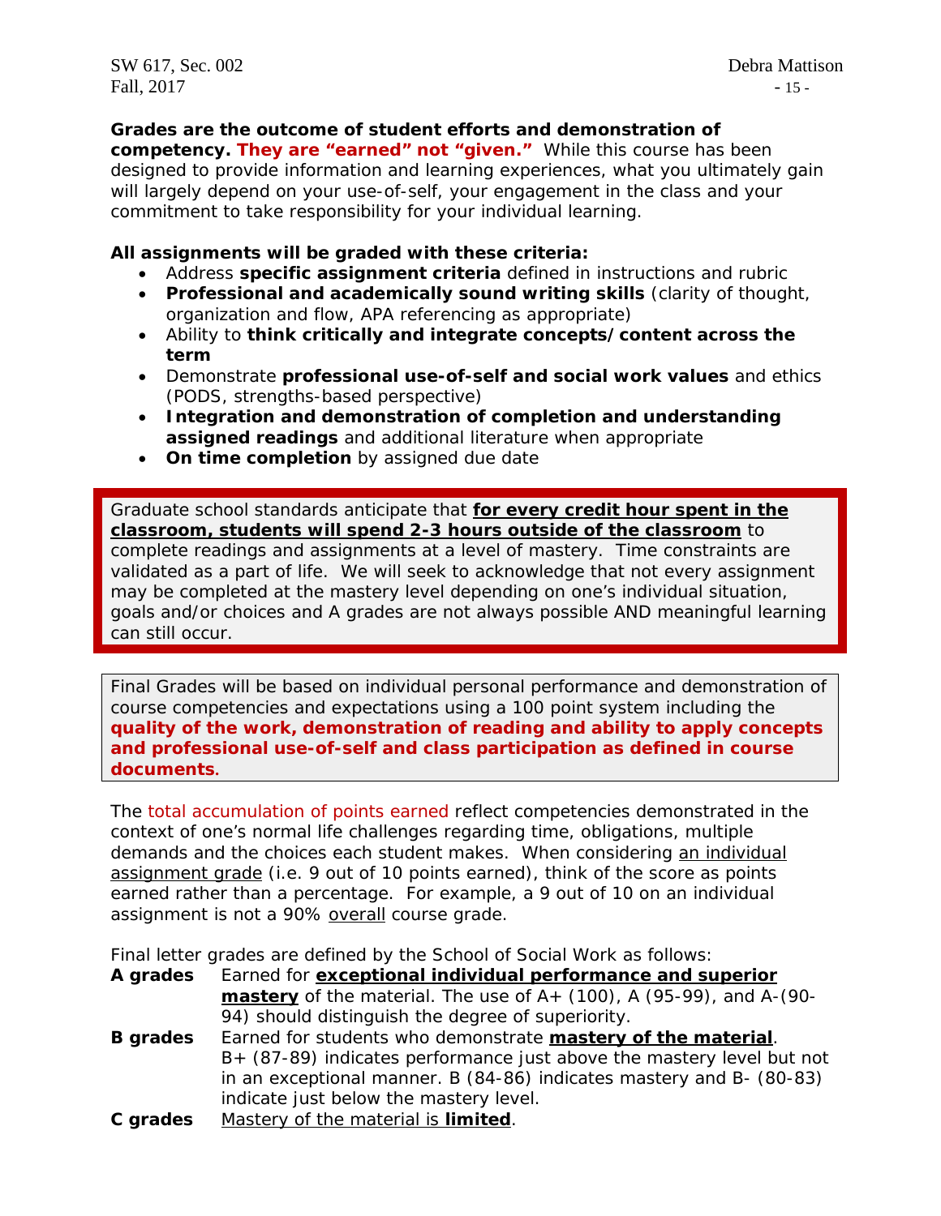**Grades are the outcome of student efforts and demonstration of competency. They are "earned" not "given."** While this course has been designed to provide information and learning experiences, what you ultimately gain will largely depend on your use-of-self, your engagement in the class and your commitment to take responsibility for your individual learning.

**All assignments will be graded with these criteria:**

- Address **specific assignment criteria** defined in instructions and rubric
- **Professional and academically sound writing skills** (clarity of thought, organization and flow, APA referencing as appropriate)
- Ability to **think critically and integrate concepts/content across the term**
- Demonstrate **professional use-of-self and social work values** and ethics (PODS, strengths-based perspective)
- **Integration and demonstration of completion and understanding assigned readings** and additional literature when appropriate
- **On time completion** by assigned due date

Graduate school standards anticipate that **for every credit hour spent in the classroom, students will spend 2-3 hours outside of the classroom** to complete readings and assignments at a level of mastery. Time constraints are validated as a part of life. We will seek to acknowledge that not every assignment may be completed at the mastery level depending on one's individual situation, goals and/or choices and A grades are not always possible AND meaningful learning can still occur.

Final Grades will be based on individual personal performance and demonstration of course competencies and expectations using a 100 point system including the **quality of the work, demonstration of reading and ability to apply concepts and professional use-of-self and class participation as defined in course documents.**

The total accumulation of points earned reflect competencies demonstrated in the context of one's normal life challenges regarding time, obligations, multiple demands and the choices each student makes. When considering an individual assignment grade (i.e. 9 out of 10 points earned), think of the score as points earned rather than a percentage. For example, a 9 out of 10 on an individual assignment is not a 90% overall course grade.

Final letter grades are defined by the School of Social Work as follows:

**A grades** Earned for **exceptional individual performance and superior mastery** of the material. The use of A+ (100), A (95-99), and A-(90-94) should distinguish the degree of superiority.

**B grades** Earned for students who demonstrate **mastery of the material**. B+ (87-89) indicates performance just above the mastery level but not in an exceptional manner. B (84-86) indicates mastery and B- (80-83) indicate just below the mastery level.

**C grades** Mastery of the material is **limited**.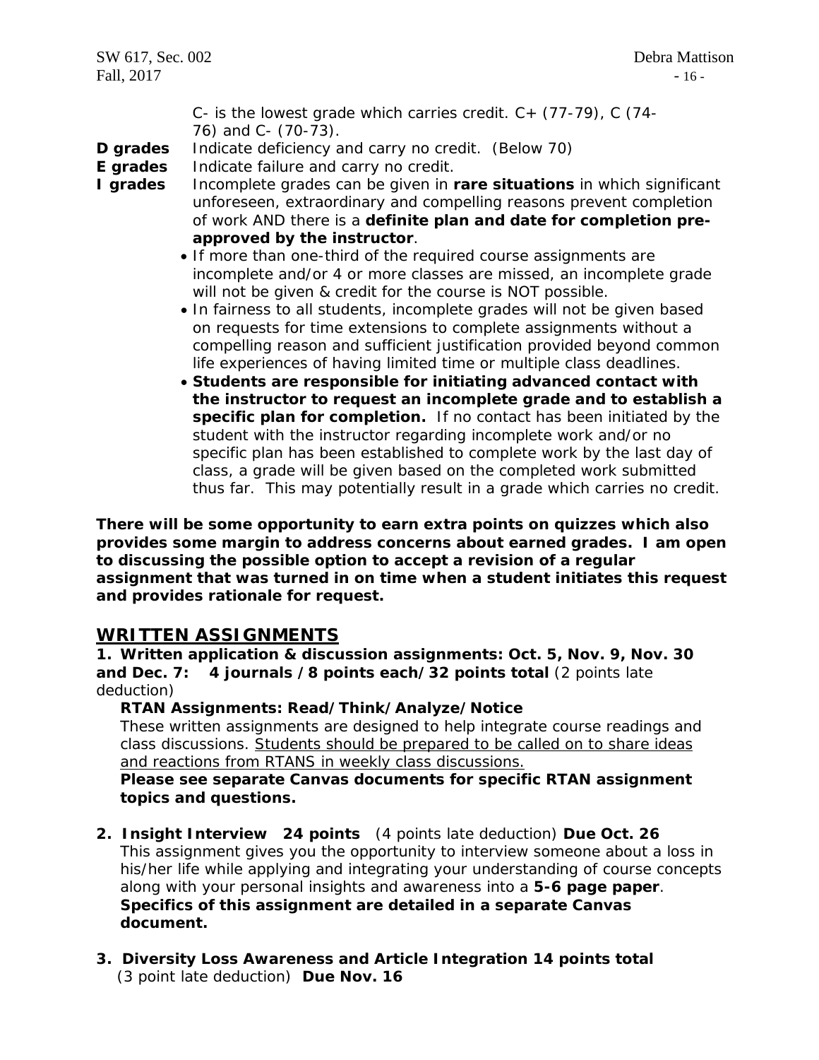C- is the lowest grade which carries credit. C+ (77-79), C (74-76) and C- (70-73).

**D grades** Indicate deficiency and carry no credit. (Below 70)

**E grades** Indicate failure and carry no credit.

**I grades** Incomplete grades can be given in **rare situations** in which significant unforeseen, extraordinary and compelling reasons prevent completion of work AND there is a **definite plan and date for completion pre-approved by the instructor**.

- If more than one-third of the required course assignments are incomplete and/or 4 or more classes are missed, an incomplete grade will not be given & credit for the course is NOT possible.
- In fairness to all students, incomplete grades will not be given based on requests for time extensions to complete assignments without a compelling reason and sufficient justification provided beyond common life experiences of having limited time or multiple class deadlines.
- **Students are responsible for initiating advanced contact with the instructor to request an incomplete grade and to establish a specific plan for completion.** If no contact has been initiated by the student with the instructor regarding incomplete work and/or no specific plan has been established to complete work by the last day of class, a grade will be given based on the completed work submitted thus far. This may potentially result in a grade which carries no credit.

**There will be some opportunity to earn extra points on quizzes which also provides some margin to address concerns about earned grades. I am open to discussing the possible option to accept a revision of a regular assignment that was turned in on time when a student initiates this request and provides rationale for request.**

## WRITTEN ASSIGNMENTS

**1. Written application & discussion assignments: Oct. 5, Nov. 9, Nov. 30 and Dec. 7: 4 journals /8 points each/32 points total** (2 points late deduction)

**RTAN Assignments: Read/Think/Analyze/Notice**

These written assignments are designed to help integrate course readings and class discussions. Students should be prepared to be called on to share ideas and reactions from RTANS in weekly class discussions.

**Please see separate Canvas documents for specific RTAN assignment topics and questions.**

**2. Insight Interview 24 points** (4 points late deduction) **Due Oct. 26**

This assignment gives you the opportunity to interview someone about a loss in his/her life while applying and integrating your understanding of course concepts along with your personal insights and awareness into a **5-6 page paper**. **Specifics of this assignment are detailed in a separate Canvas document.**

**3. Diversity Loss Awareness and Article Integration 14 points total** (3 point late deduction) **Due Nov. 16**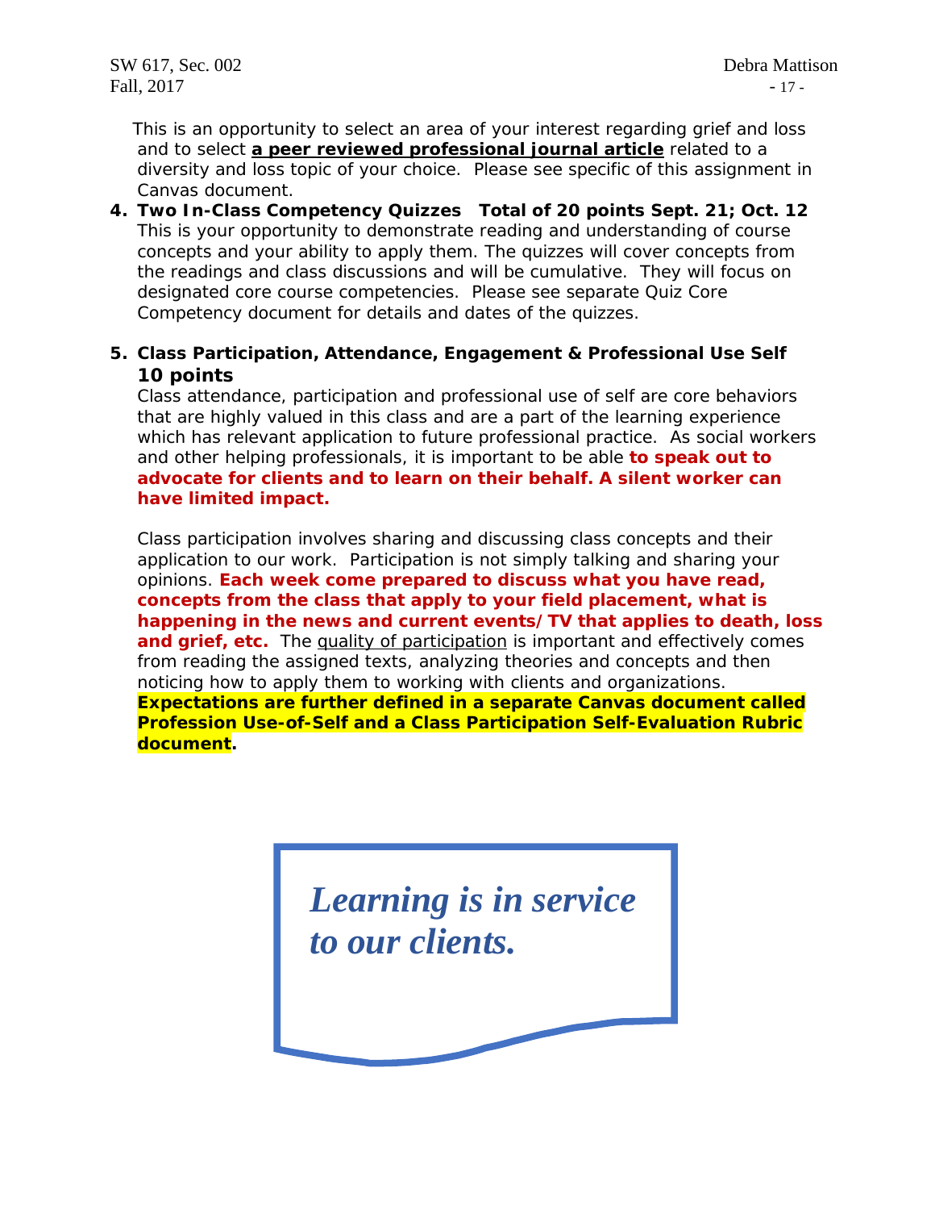This is an opportunity to select an area of your interest regarding grief and loss and to select **a peer reviewed professional journal article** related to a diversity and loss topic of your choice. Please see specific of this assignment in Canvas document.

4. **Two In-Class Competency Quizzes Total of 20 points Sept. 21; Oct. 12**
   This is your opportunity to demonstrate reading and understanding of course concepts and your ability to apply them. The quizzes will cover concepts from the readings and class discussions and will be cumulative. They will focus on designated core course competencies. Please see separate Quiz Core Competency document for details and dates of the quizzes.

5. **Class Participation, Attendance, Engagement & Professional Use Self 10 points**
   Class attendance, participation and professional use of self are core behaviors that are highly valued in this class and are a part of the learning experience which has relevant application to future professional practice. As social workers and other helping professionals, it is important to be able **to speak out to advocate for clients and to learn on their behalf. A silent worker can have limited impact.**

   Class participation involves sharing and discussing class concepts and their application to our work. Participation is not simply talking and sharing your opinions. **Each week come prepared to discuss what you have read, concepts from the class that apply to your field placement, what is happening in the news and current events/TV that applies to death, loss and grief, etc.** The quality of participation is important and effectively comes from reading the assigned texts, analyzing theories and concepts and then noticing how to apply them to working with clients and organizations. **Expectations are further defined in a separate Canvas document called Profession Use-of-Self and a Class Participation Self-Evaluation Rubric document.**

***Learning is in service to our clients.***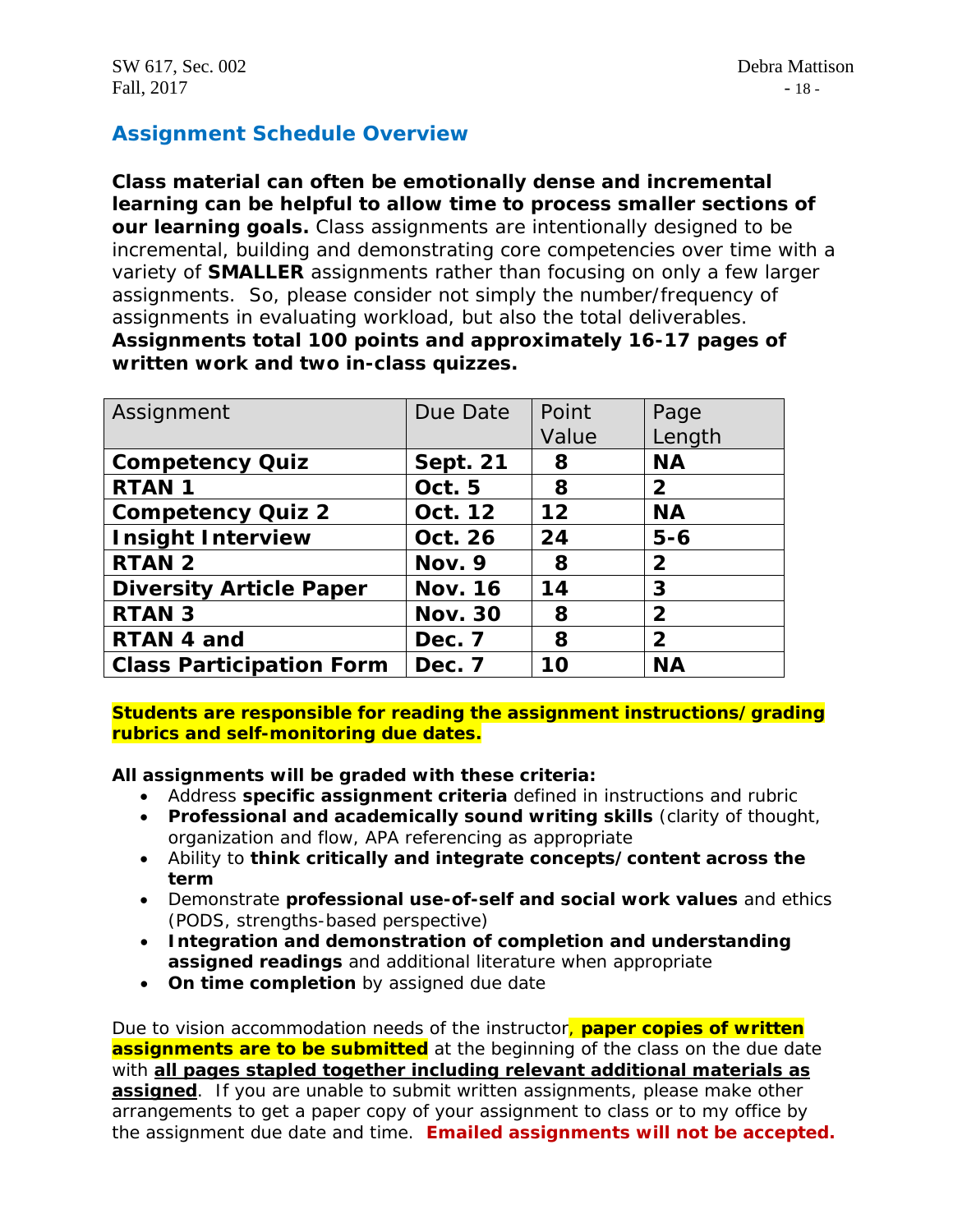## Assignment Schedule Overview

**Class material can often be emotionally dense and incremental learning can be helpful to allow time to process smaller sections of our learning goals.** Class assignments are intentionally designed to be incremental, building and demonstrating core competencies over time with a variety of **SMALLER** assignments rather than focusing on only a few larger assignments. So, please consider not simply the number/frequency of assignments in evaluating workload, but also the total deliverables. **Assignments total 100 points and approximately 16-17 pages of written work and two in-class quizzes.**

| Assignment | Due Date | Point Value | Page Length |
|---|---|---|---|
| **Competency Quiz** | **Sept. 21** | **8** | **NA** |
| **RTAN 1** | **Oct. 5** | **8** | **2** |
| **Competency Quiz 2** | **Oct. 12** | **12** | **NA** |
| **Insight Interview** | **Oct. 26** | **24** | **5-6** |
| **RTAN 2** | **Nov. 9** | **8** | **2** |
| **Diversity Article Paper** | **Nov. 16** | **14** | **3** |
| **RTAN 3** | **Nov. 30** | **8** | **2** |
| **RTAN 4 and** | **Dec. 7** | **8** | **2** |
| **Class Participation Form** | **Dec. 7** | **10** | **NA** |

**Students are responsible for reading the assignment instructions/grading rubrics and self-monitoring due dates.**

**All assignments will be graded with these criteria:**

- Address **specific assignment criteria** defined in instructions and rubric
- **Professional and academically sound writing skills** (clarity of thought, organization and flow, APA referencing as appropriate
- Ability to **think critically and integrate concepts/content across the term**
- Demonstrate **professional use-of-self and social work values** and ethics (PODS, strengths-based perspective)
- **Integration and demonstration of completion and understanding assigned readings** and additional literature when appropriate
- **On time completion** by assigned due date

Due to vision accommodation needs of the instructor, **paper copies of written assignments are to be submitted** at the beginning of the class on the due date with **<u>all pages stapled together including relevant additional materials as assigned</u>**. If you are unable to submit written assignments, please make other arrangements to get a paper copy of your assignment to class or to my office by the assignment due date and time. **Emailed assignments will not be accepted.**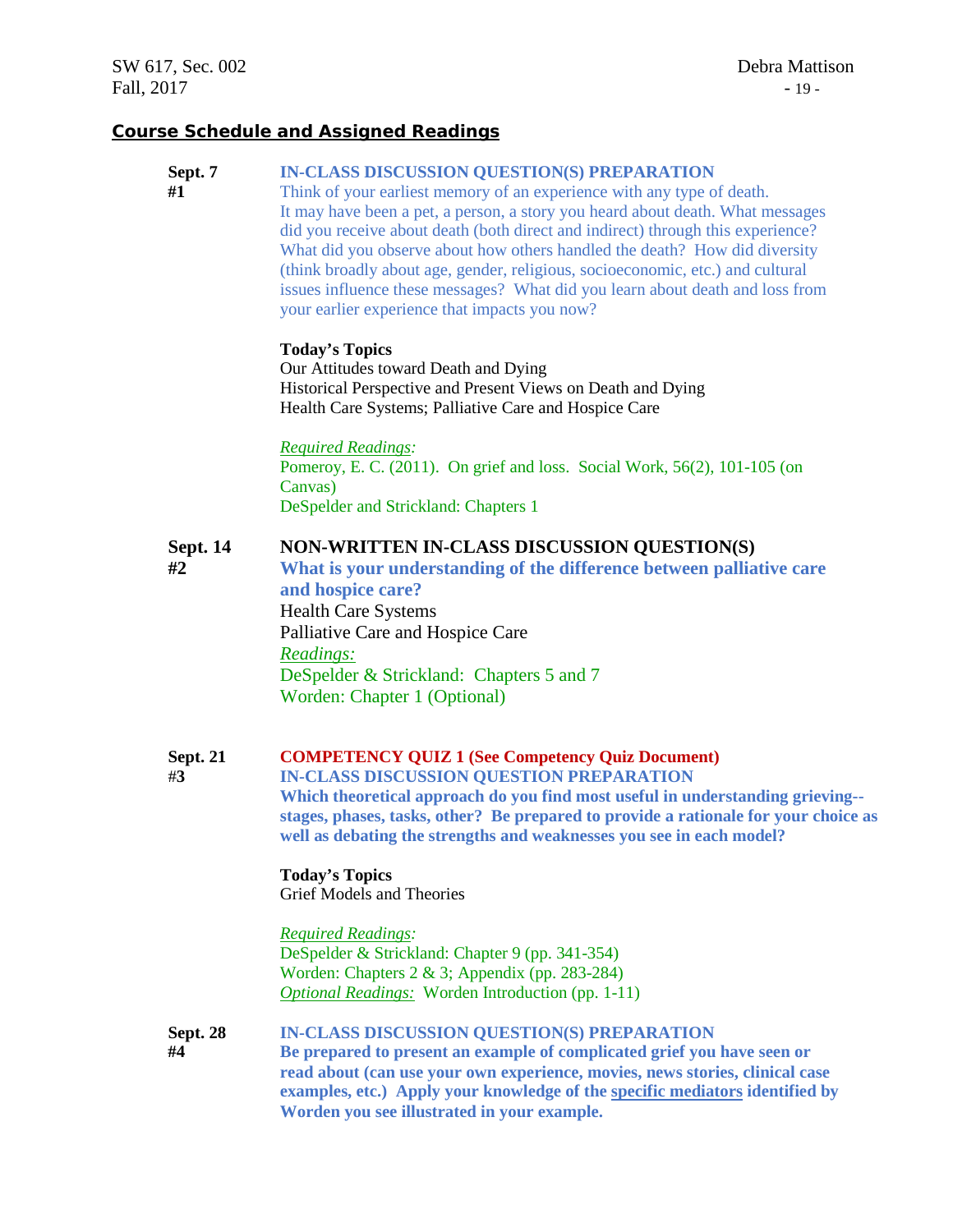## Course Schedule and Assigned Readings

**Sept. 7**
**#1**

**IN-CLASS DISCUSSION QUESTION(S) PREPARATION**
Think of your earliest memory of an experience with any type of death. It may have been a pet, a person, a story you heard about death. What messages did you receive about death (both direct and indirect) through this experience? What did you observe about how others handled the death? How did diversity (think broadly about age, gender, religious, socioeconomic, etc.) and cultural issues influence these messages? What did you learn about death and loss from your earlier experience that impacts you now?

**Today's Topics**
Our Attitudes toward Death and Dying
Historical Perspective and Present Views on Death and Dying
Health Care Systems; Palliative Care and Hospice Care

*Required Readings:*
Pomeroy, E. C. (2011). On grief and loss. Social Work, 56(2), 101-105 (on Canvas)
DeSpelder and Strickland: Chapters 1

**Sept. 14**
**#2**

**NON-WRITTEN IN-CLASS DISCUSSION QUESTION(S)**
**What is your understanding of the difference between palliative care and hospice care?**
Health Care Systems
Palliative Care and Hospice Care
*Readings:*
DeSpelder & Strickland: Chapters 5 and 7
Worden: Chapter 1 (Optional)

**Sept. 21**
**#3**

**COMPETENCY QUIZ 1 (See Competency Quiz Document)**
**IN-CLASS DISCUSSION QUESTION PREPARATION**
**Which theoretical approach do you find most useful in understanding grieving--stages, phases, tasks, other? Be prepared to provide a rationale for your choice as well as debating the strengths and weaknesses you see in each model?**

**Today's Topics**
Grief Models and Theories

*Required Readings:*
DeSpelder & Strickland: Chapter 9 (pp. 341-354)
Worden: Chapters 2 & 3; Appendix (pp. 283-284)
*Optional Readings:* Worden Introduction (pp. 1-11)

**Sept. 28**
**#4**

**IN-CLASS DISCUSSION QUESTION(S) PREPARATION**
**Be prepared to present an example of complicated grief you have seen or read about (can use your own experience, movies, news stories, clinical case examples, etc.) Apply your knowledge of the specific mediators identified by Worden you see illustrated in your example.**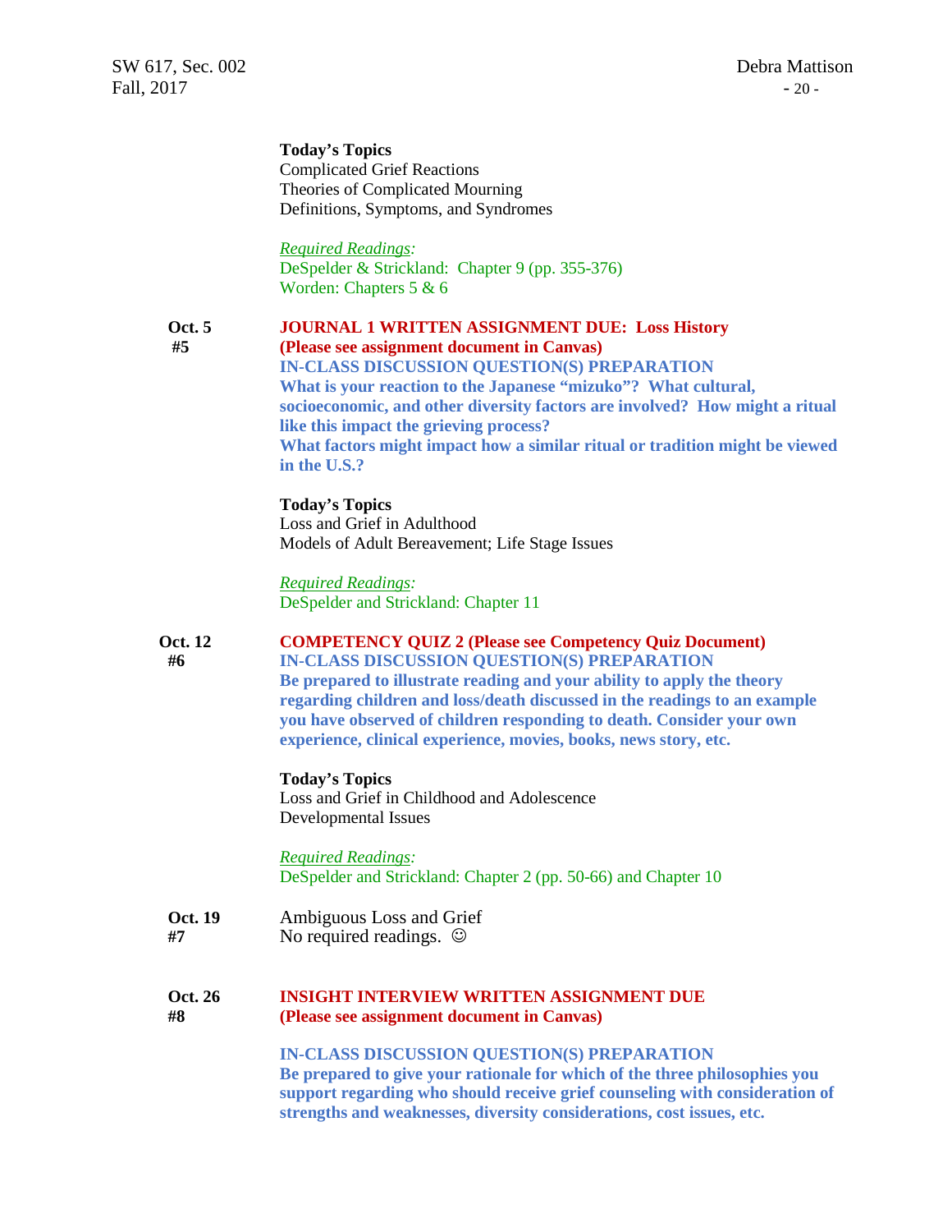**Today's Topics**
Complicated Grief Reactions
Theories of Complicated Mourning
Definitions, Symptoms, and Syndromes

*Required Readings:*
DeSpelder & Strickland: Chapter 9 (pp. 355-376)
Worden: Chapters 5 & 6

**Oct. 5**
**#5**

**JOURNAL 1 WRITTEN ASSIGNMENT DUE: Loss History**
**(Please see assignment document in Canvas)**

**IN-CLASS DISCUSSION QUESTION(S) PREPARATION**
**What is your reaction to the Japanese "mizuko"? What cultural, socioeconomic, and other diversity factors are involved? How might a ritual like this impact the grieving process?**
**What factors might impact how a similar ritual or tradition might be viewed in the U.S.?**

**Today's Topics**
Loss and Grief in Adulthood
Models of Adult Bereavement; Life Stage Issues

*Required Readings:*
DeSpelder and Strickland: Chapter 11

**Oct. 12**
**#6**

**COMPETENCY QUIZ 2 (Please see Competency Quiz Document)**

**IN-CLASS DISCUSSION QUESTION(S) PREPARATION**
**Be prepared to illustrate reading and your ability to apply the theory regarding children and loss/death discussed in the readings to an example you have observed of children responding to death. Consider your own experience, clinical experience, movies, books, news story, etc.**

**Today's Topics**
Loss and Grief in Childhood and Adolescence
Developmental Issues

*Required Readings:*
DeSpelder and Strickland: Chapter 2 (pp. 50-66) and Chapter 10

**Oct. 19**
**#7**

Ambiguous Loss and Grief
No required readings. ☺

**Oct. 26**
**#8**

**INSIGHT INTERVIEW WRITTEN ASSIGNMENT DUE**
**(Please see assignment document in Canvas)**

**IN-CLASS DISCUSSION QUESTION(S) PREPARATION**
**Be prepared to give your rationale for which of the three philosophies you support regarding who should receive grief counseling with consideration of strengths and weaknesses, diversity considerations, cost issues, etc.**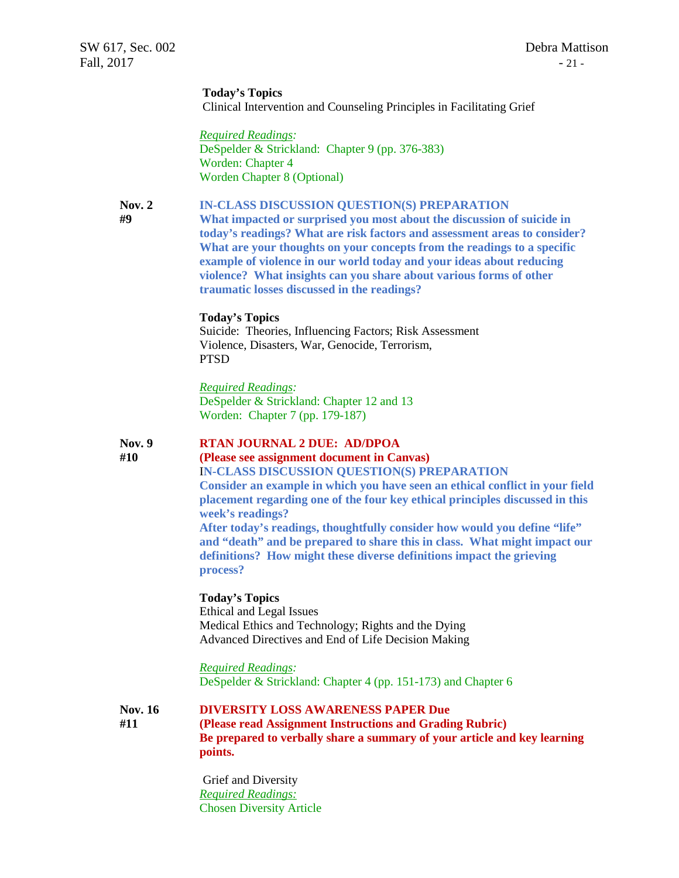**Today's Topics**
Clinical Intervention and Counseling Principles in Facilitating Grief

*Required Readings:*
DeSpelder & Strickland: Chapter 9 (pp. 376-383)
Worden: Chapter 4
Worden Chapter 8 (Optional)

**Nov. 2**
**#9**

**IN-CLASS DISCUSSION QUESTION(S) PREPARATION**
**What impacted or surprised you most about the discussion of suicide in today's readings? What are risk factors and assessment areas to consider? What are your thoughts on your concepts from the readings to a specific example of violence in our world today and your ideas about reducing violence? What insights can you share about various forms of other traumatic losses discussed in the readings?**

**Today's Topics**
Suicide: Theories, Influencing Factors; Risk Assessment
Violence, Disasters, War, Genocide, Terrorism,
PTSD

*Required Readings:*
DeSpelder & Strickland: Chapter 12 and 13
Worden: Chapter 7 (pp. 179-187)

**Nov. 9**
**#10**

**RTAN JOURNAL 2 DUE: AD/DPOA**
**(Please see assignment document in Canvas)**
**IN-CLASS DISCUSSION QUESTION(S) PREPARATION**
**Consider an example in which you have seen an ethical conflict in your field placement regarding one of the four key ethical principles discussed in this week's readings?**
**After today's readings, thoughtfully consider how would you define "life" and "death" and be prepared to share this in class. What might impact our definitions? How might these diverse definitions impact the grieving process?**

**Today's Topics**
Ethical and Legal Issues
Medical Ethics and Technology; Rights and the Dying
Advanced Directives and End of Life Decision Making

*Required Readings:*
DeSpelder & Strickland: Chapter 4 (pp. 151-173) and Chapter 6

**Nov. 16**
**#11**

**DIVERSITY LOSS AWARENESS PAPER Due**
**(Please read Assignment Instructions and Grading Rubric)**
**Be prepared to verbally share a summary of your article and key learning points.**

Grief and Diversity
*Required Readings:*
Chosen Diversity Article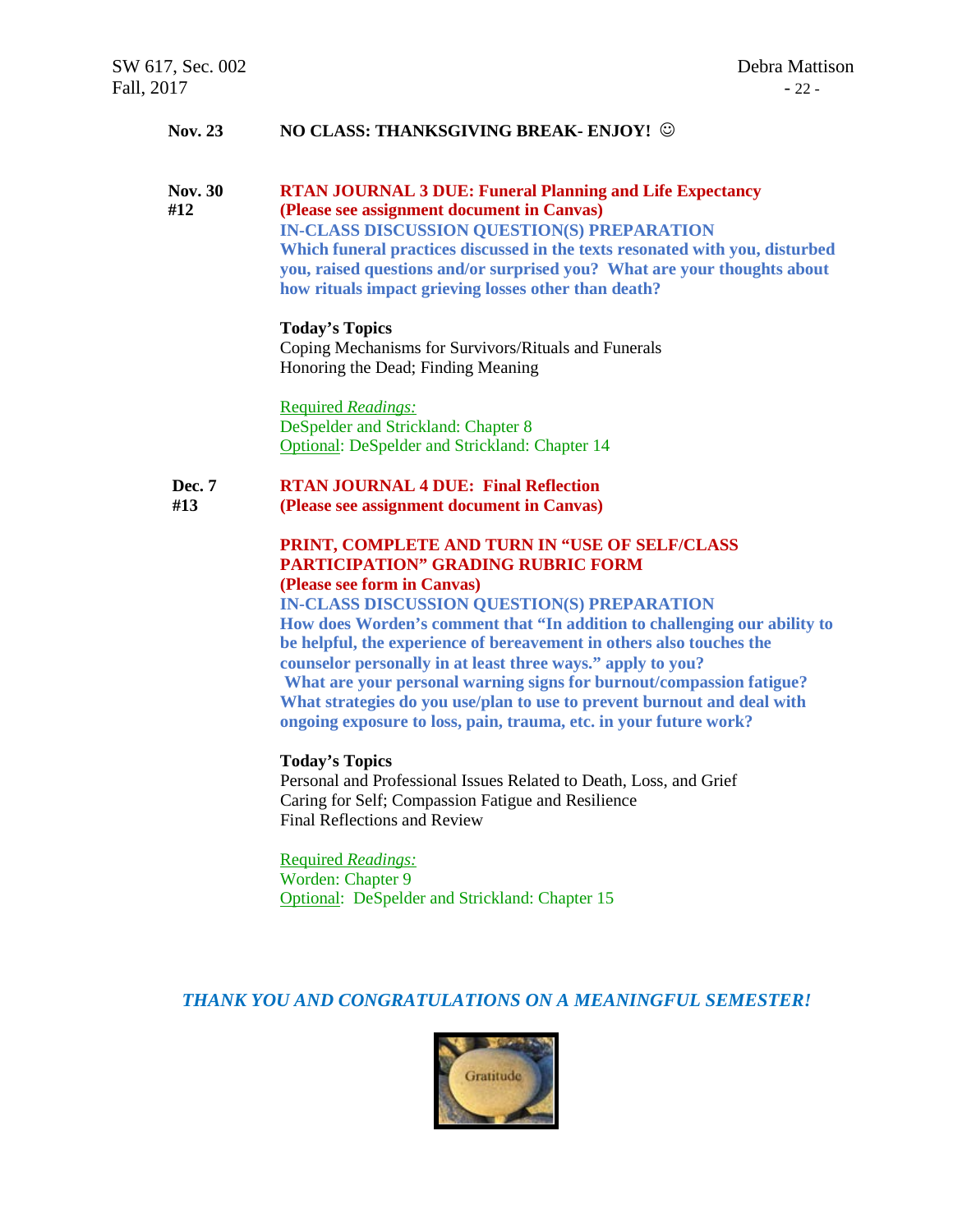**Nov. 23** **NO CLASS: THANKSGIVING BREAK- ENJOY! ☺**

**Nov. 30**
**#12**

**RTAN JOURNAL 3 DUE: Funeral Planning and Life Expectancy**
**(Please see assignment document in Canvas)**
**IN-CLASS DISCUSSION QUESTION(S) PREPARATION**
**Which funeral practices discussed in the texts resonated with you, disturbed you, raised questions and/or surprised you? What are your thoughts about how rituals impact grieving losses other than death?**

**Today's Topics**
Coping Mechanisms for Survivors/Rituals and Funerals
Honoring the Dead; Finding Meaning

Required *Readings:*
DeSpelder and Strickland: Chapter 8
Optional: DeSpelder and Strickland: Chapter 14

**Dec. 7**
**#13**

**RTAN JOURNAL 4 DUE: Final Reflection**
**(Please see assignment document in Canvas)**

**PRINT, COMPLETE AND TURN IN "USE OF SELF/CLASS PARTICIPATION" GRADING RUBRIC FORM**
**(Please see form in Canvas)**
**IN-CLASS DISCUSSION QUESTION(S) PREPARATION**
**How does Worden's comment that "In addition to challenging our ability to be helpful, the experience of bereavement in others also touches the counselor personally in at least three ways." apply to you?**
**What are your personal warning signs for burnout/compassion fatigue? What strategies do you use/plan to use to prevent burnout and deal with ongoing exposure to loss, pain, trauma, etc. in your future work?**

**Today's Topics**
Personal and Professional Issues Related to Death, Loss, and Grief
Caring for Self; Compassion Fatigue and Resilience
Final Reflections and Review

Required *Readings:*
Worden: Chapter 9
Optional: DeSpelder and Strickland: Chapter 15

***THANK YOU AND CONGRATULATIONS ON A MEANINGFUL SEMESTER!***

Gratitude